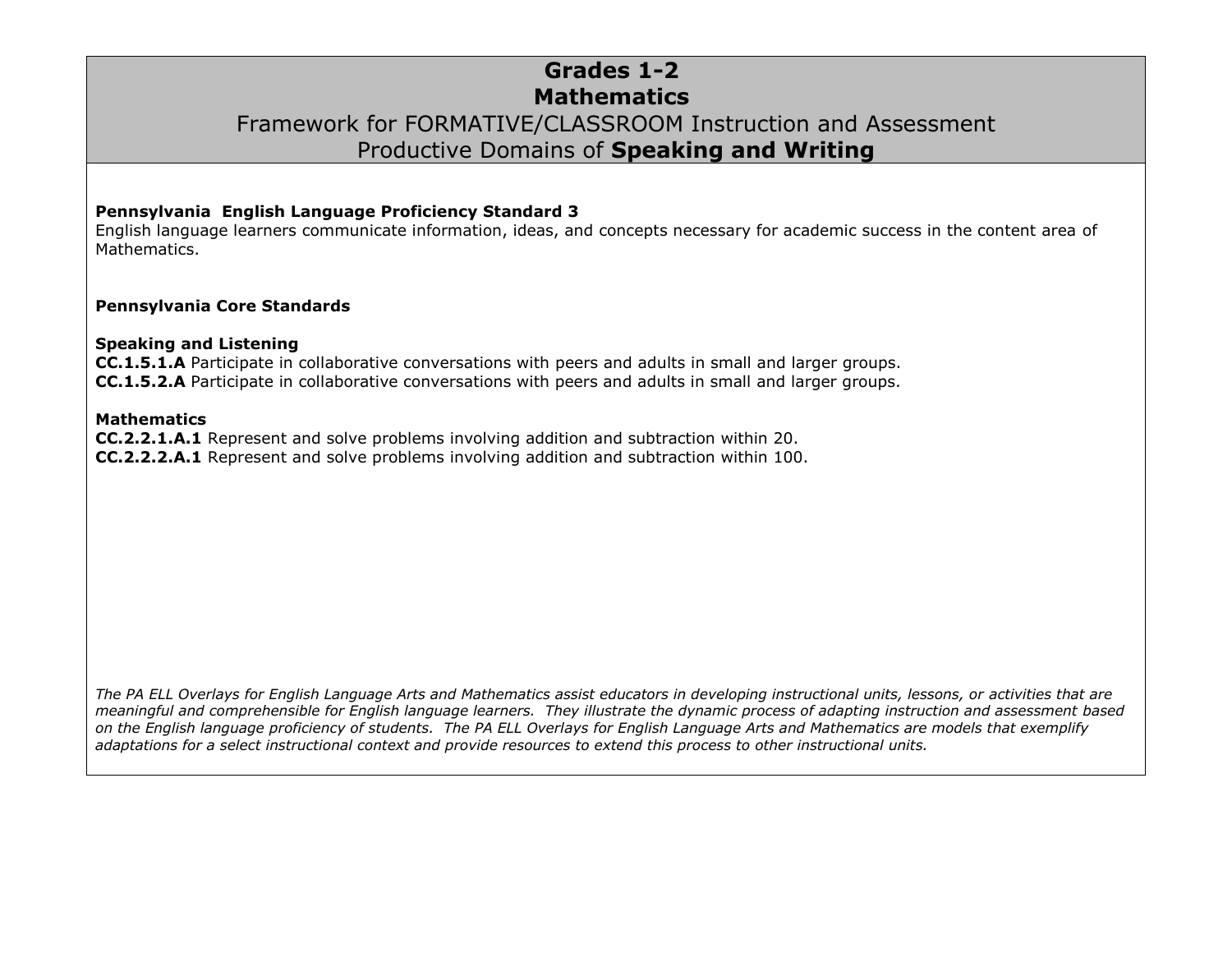# Grades 1-2
# Mathematics
## Framework for FORMATIVE/CLASSROOM Instruction and Assessment
## Productive Domains of **Speaking and Writing**

**Pennsylvania English Language Proficiency Standard 3**
English language learners communicate information, ideas, and concepts necessary for academic success in the content area of Mathematics.

**Pennsylvania Core Standards**

**Speaking and Listening**
**CC.1.5.1.A** Participate in collaborative conversations with peers and adults in small and larger groups.
**CC.1.5.2.A** Participate in collaborative conversations with peers and adults in small and larger groups.

**Mathematics**
**CC.2.2.1.A.1** Represent and solve problems involving addition and subtraction within 20.
**CC.2.2.2.A.1** Represent and solve problems involving addition and subtraction within 100.

*The PA ELL Overlays for English Language Arts and Mathematics assist educators in developing instructional units, lessons, or activities that are meaningful and comprehensible for English language learners. They illustrate the dynamic process of adapting instruction and assessment based on the English language proficiency of students. The PA ELL Overlays for English Language Arts and Mathematics are models that exemplify adaptations for a select instructional context and provide resources to extend this process to other instructional units.*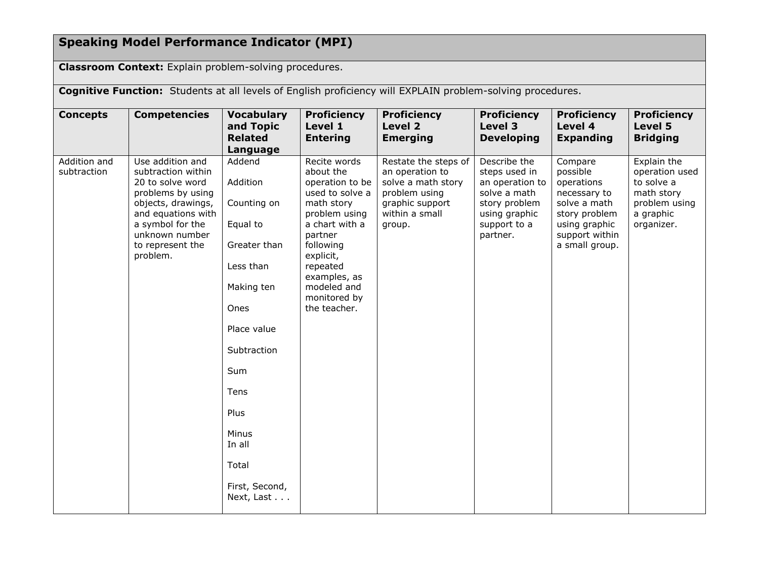## Speaking Model Performance Indicator (MPI)

**Classroom Context:** Explain problem-solving procedures.

**Cognitive Function:** Students at all levels of English proficiency will EXPLAIN problem-solving procedures.

| Concepts | Competencies | Vocabulary and Topic Related Language | Proficiency Level 1 Entering | Proficiency Level 2 Emerging | Proficiency Level 3 Developing | Proficiency Level 4 Expanding | Proficiency Level 5 Bridging |
|---|---|---|---|---|---|---|---|
| Addition and subtraction | Use addition and subtraction within 20 to solve word problems by using objects, drawings, and equations with a symbol for the unknown number to represent the problem. | Addend<br><br>Addition<br><br>Counting on<br><br>Equal to<br><br>Greater than<br><br>Less than<br><br>Making ten<br><br>Ones<br><br>Place value<br><br>Subtraction<br><br>Sum<br><br>Tens<br><br>Plus<br><br>Minus<br>In all<br><br>Total<br><br>First, Second, Next, Last . . . | Recite words about the operation to be used to solve a math story problem using a chart with a partner following explicit, repeated examples, as modeled and monitored by the teacher. | Restate the steps of an operation to solve a math story problem using graphic support within a small group. | Describe the steps used in an operation to solve a math story problem using graphic support to a partner. | Compare possible operations necessary to solve a math story problem using graphic support within a small group. | Explain the operation used to solve a math story problem using a graphic organizer. |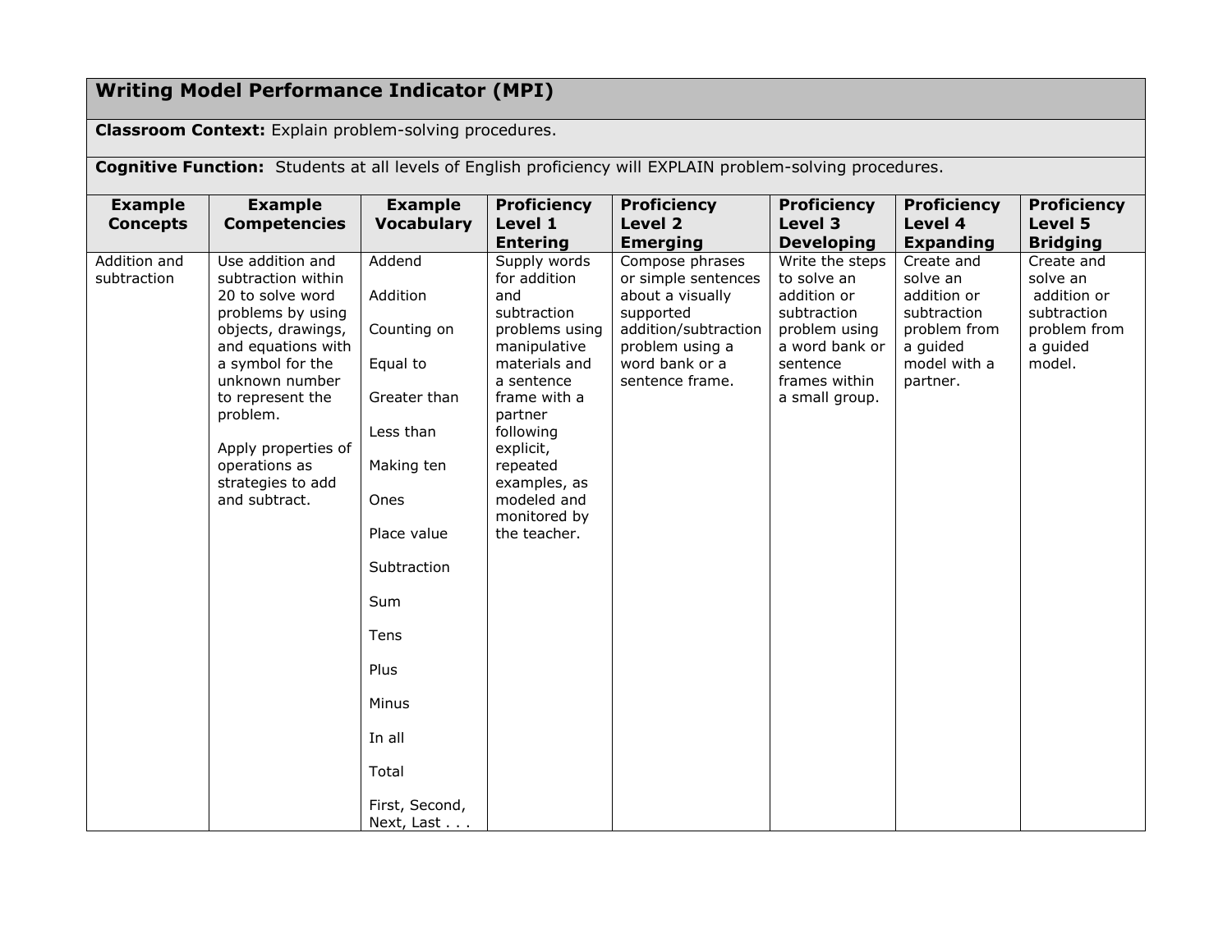## Writing Model Performance Indicator (MPI)

**Classroom Context:** Explain problem-solving procedures.

**Cognitive Function:** Students at all levels of English proficiency will EXPLAIN problem-solving procedures.

| Example Concepts | Example Competencies | Example Vocabulary | Proficiency Level 1 Entering | Proficiency Level 2 Emerging | Proficiency Level 3 Developing | Proficiency Level 4 Expanding | Proficiency Level 5 Bridging |
|---|---|---|---|---|---|---|---|
| Addition and subtraction | Use addition and subtraction within 20 to solve word problems by using objects, drawings, and equations with a symbol for the unknown number to represent the problem.<br><br>Apply properties of operations as strategies to add and subtract. | Addend<br><br>Addition<br><br>Counting on<br><br>Equal to<br><br>Greater than<br><br>Less than<br><br>Making ten<br><br>Ones<br><br>Place value<br><br>Subtraction<br><br>Sum<br><br>Tens<br><br>Plus<br><br>Minus<br><br>In all<br><br>Total<br><br>First, Second, Next, Last . . . | Supply words for addition and subtraction problems using manipulative materials and a sentence frame with a partner following explicit, repeated examples, as modeled and monitored by the teacher. | Compose phrases or simple sentences about a visually supported addition/subtraction problem using a word bank or a sentence frame. | Write the steps to solve an addition or subtraction problem using a word bank or sentence frames within a small group. | Create and solve an addition or subtraction problem from a guided model with a partner. | Create and solve an addition or subtraction problem from a guided model. |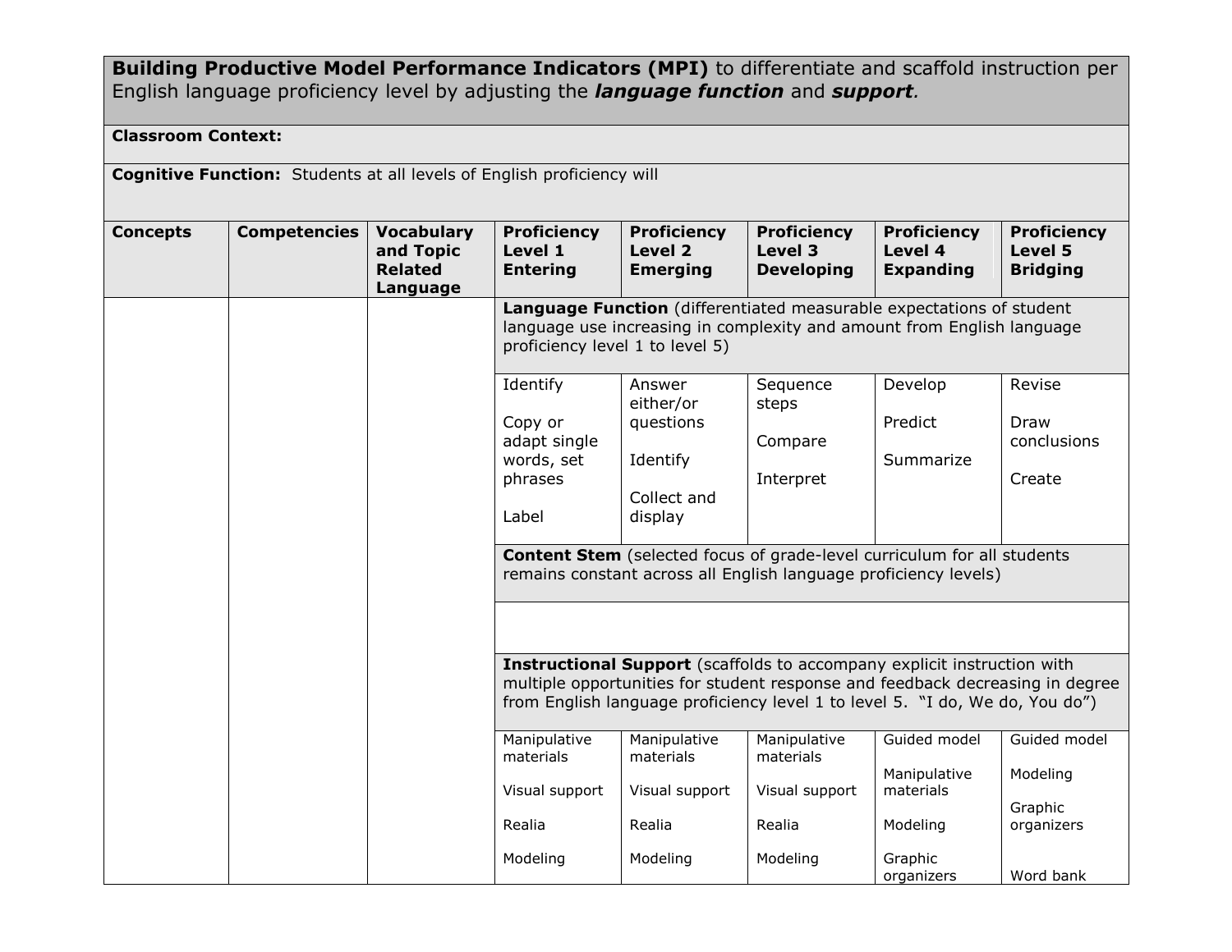**Building Productive Model Performance Indicators (MPI)** to differentiate and scaffold instruction per English language proficiency level by adjusting the ***language function*** and ***support***.

| **Classroom Context:** | | | | | | | |
|---|---|---|---|---|---|---|---|
| **Cognitive Function:** Students at all levels of English proficiency will | | | | | | | |
| **Concepts** | **Competencies** | **Vocabulary and Topic Related Language** | **Proficiency Level 1 Entering** | **Proficiency Level 2 Emerging** | **Proficiency Level 3 Developing** | **Proficiency Level 4 Expanding** | **Proficiency Level 5 Bridging** |
| | | | **Language Function** (differentiated measurable expectations of student language use increasing in complexity and amount from English language proficiency level 1 to level 5) | | | | |
| | | | Identify<br><br>Copy or adapt single words, set phrases<br><br>Label | Answer either/or questions<br><br>Identify<br><br>Collect and display | Sequence steps<br><br>Compare<br><br>Interpret | Develop<br><br>Predict<br><br>Summarize | Revise<br><br>Draw conclusions<br><br>Create |
| | | | **Content Stem** (selected focus of grade-level curriculum for all students remains constant across all English language proficiency levels) | | | | |
| | | | | | | | |
| | | | **Instructional Support** (scaffolds to accompany explicit instruction with multiple opportunities for student response and feedback decreasing in degree from English language proficiency level 1 to level 5. "I do, We do, You do") | | | | |
| | | | Manipulative materials<br><br>Visual support<br><br>Realia<br><br>Modeling | Manipulative materials<br><br>Visual support<br><br>Realia<br><br>Modeling | Manipulative materials<br><br>Visual support<br><br>Realia<br><br>Modeling | Guided model<br><br>Manipulative materials<br><br>Modeling<br><br>Graphic organizers | Guided model<br><br>Modeling<br><br>Graphic organizers<br><br>Word bank |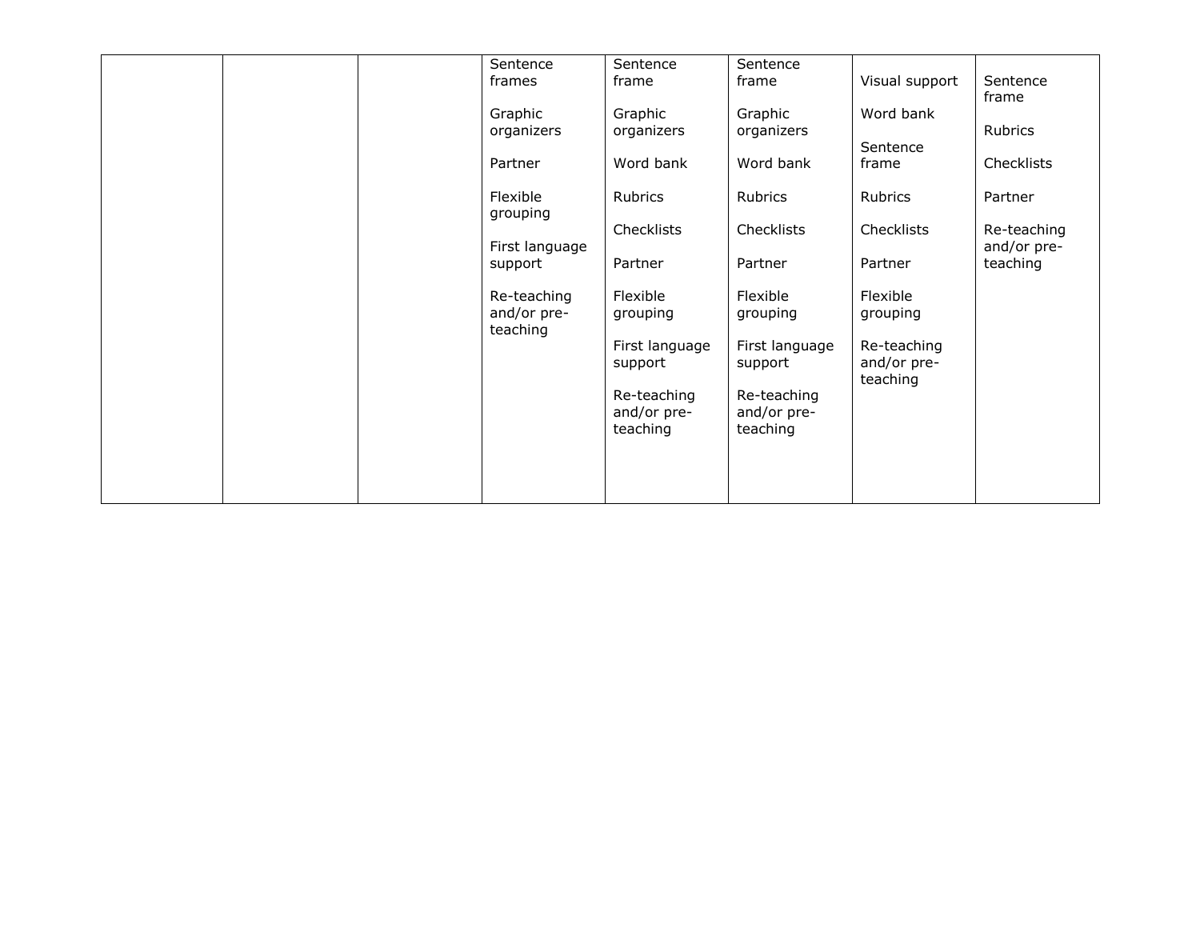| | | | | | | | |
|---|---|---|---|---|---|---|---|
| | | | Sentence frames<br><br>Graphic organizers<br><br>Partner<br><br>Flexible grouping<br><br>First language support<br><br>Re-teaching and/or pre-teaching | Sentence frame<br><br>Graphic organizers<br><br>Word bank<br><br>Rubrics<br><br>Checklists<br><br>Partner<br><br>Flexible grouping<br><br>First language support<br><br>Re-teaching and/or pre-teaching | Sentence frame<br><br>Graphic organizers<br><br>Word bank<br><br>Rubrics<br><br>Checklists<br><br>Partner<br><br>Flexible grouping<br><br>First language support<br><br>Re-teaching and/or pre-teaching | Visual support<br><br>Word bank<br><br>Sentence frame<br><br>Rubrics<br><br>Checklists<br><br>Partner<br><br>Flexible grouping<br><br>Re-teaching and/or pre-teaching | Sentence frame<br><br>Rubrics<br><br>Checklists<br><br>Partner<br><br>Re-teaching and/or pre-teaching |